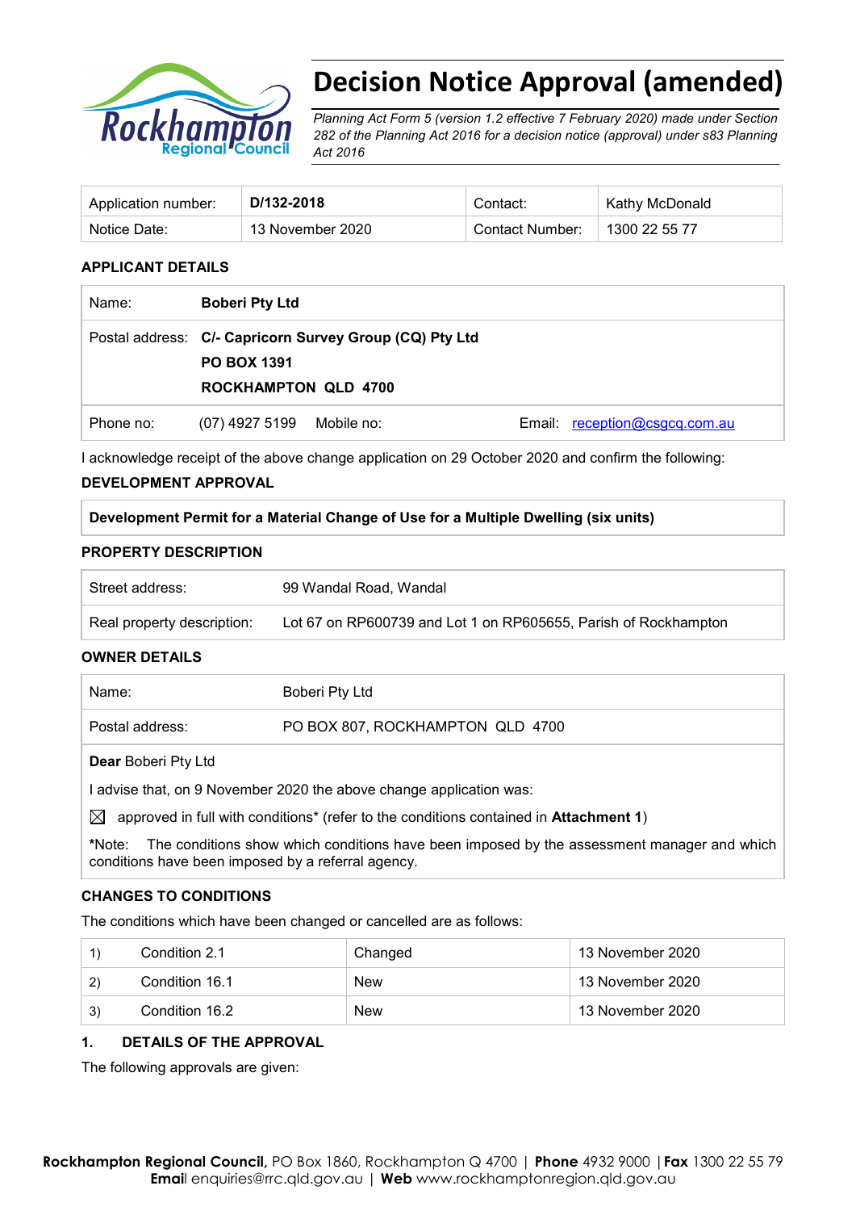# Decision Notice Approval (amended)

*Planning Act Form 5 (version 1.2 effective 7 February 2020) made under Section 282 of the Planning Act 2016 for a decision notice (approval) under s83 Planning Act 2016*

| Application number: | **D/132-2018** | Contact: | Kathy McDonald |
|---|---|---|---|
| Notice Date: | 13 November 2020 | Contact Number: | 1300 22 55 77 |

## APPLICANT DETAILS

| Name: | **Boberi Pty Ltd** |
|---|---|
| Postal address: | **C/- Capricorn Survey Group (CQ) Pty Ltd**<br>**PO BOX 1391**<br>**ROCKHAMPTON QLD 4700** |
| Phone no: | (07) 4927 5199 Mobile no: Email: reception@csgcq.com.au |

I acknowledge receipt of the above change application on 29 October 2020 and confirm the following:

## DEVELOPMENT APPROVAL

**Development Permit for a Material Change of Use for a Multiple Dwelling (six units)**

## PROPERTY DESCRIPTION

| Street address: | 99 Wandal Road, Wandal |
|---|---|
| Real property description: | Lot 67 on RP600739 and Lot 1 on RP605655, Parish of Rockhampton |

## OWNER DETAILS

| Name: | Boberi Pty Ltd |
|---|---|
| Postal address: | PO BOX 807, ROCKHAMPTON QLD 4700 |

**Dear** Boberi Pty Ltd

I advise that, on 9 November 2020 the above change application was:

☒ approved in full with conditions* (refer to the conditions contained in **Attachment 1**)

***Note:** The conditions show which conditions have been imposed by the assessment manager and which conditions have been imposed by a referral agency.

## CHANGES TO CONDITIONS

The conditions which have been changed or cancelled are as follows:

| 1) | Condition 2.1 | Changed | 13 November 2020 |
|---|---|---|---|
| 2) | Condition 16.1 | New | 13 November 2020 |
| 3) | Condition 16.2 | New | 13 November 2020 |

## 1. DETAILS OF THE APPROVAL

The following approvals are given: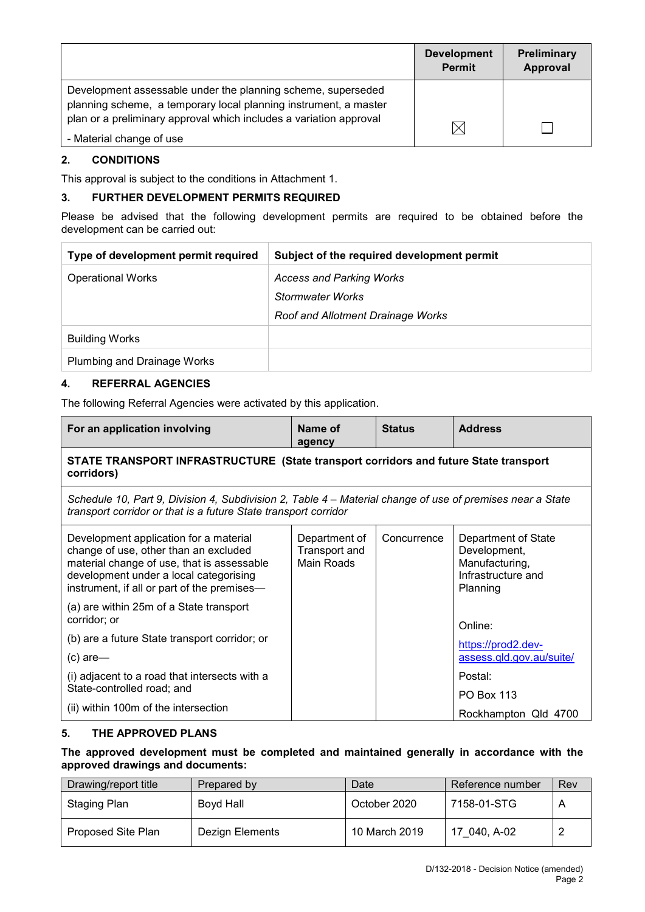| | Development Permit | Preliminary Approval |
|---|---|---|
| Development assessable under the planning scheme, superseded planning scheme, a temporary local planning instrument, a master plan or a preliminary approval which includes a variation approval<br><br>- Material change of use | ☒ | ☐ |

## 2. CONDITIONS

This approval is subject to the conditions in Attachment 1.

## 3. FURTHER DEVELOPMENT PERMITS REQUIRED

Please be advised that the following development permits are required to be obtained before the development can be carried out:

| Type of development permit required | Subject of the required development permit |
|---|---|
| Operational Works | *Access and Parking Works*<br>*Stormwater Works*<br>*Roof and Allotment Drainage Works* |
| Building Works | |
| Plumbing and Drainage Works | |

## 4. REFERRAL AGENCIES

The following Referral Agencies were activated by this application.

| For an application involving | Name of agency | Status | Address |
|---|---|---|---|
| **STATE TRANSPORT INFRASTRUCTURE (State transport corridors and future State transport corridors)** | | | |
| *Schedule 10, Part 9, Division 4, Subdivision 2, Table 4 – Material change of use of premises near a State transport corridor or that is a future State transport corridor* | | | |
| Development application for a material change of use, other than an excluded material change of use, that is assessable development under a local categorising instrument, if all or part of the premises—<br>(a) are within 25m of a State transport corridor; or<br>(b) are a future State transport corridor; or<br>(c) are—<br>(i) adjacent to a road that intersects with a State-controlled road; and<br>(ii) within 100m of the intersection | Department of Transport and Main Roads | Concurrence | Department of State Development, Manufacturing, Infrastructure and Planning<br><br>Online:<br>https://prod2.dev-assess.qld.gov.au/suite/<br>Postal:<br>PO Box 113<br>Rockhampton Qld 4700 |

## 5. THE APPROVED PLANS

**The approved development must be completed and maintained generally in accordance with the approved drawings and documents:**

| Drawing/report title | Prepared by | Date | Reference number | Rev |
|---|---|---|---|---|
| Staging Plan | Boyd Hall | October 2020 | 7158-01-STG | A |
| Proposed Site Plan | Dezign Elements | 10 March 2019 | 17_040, A-02 | 2 |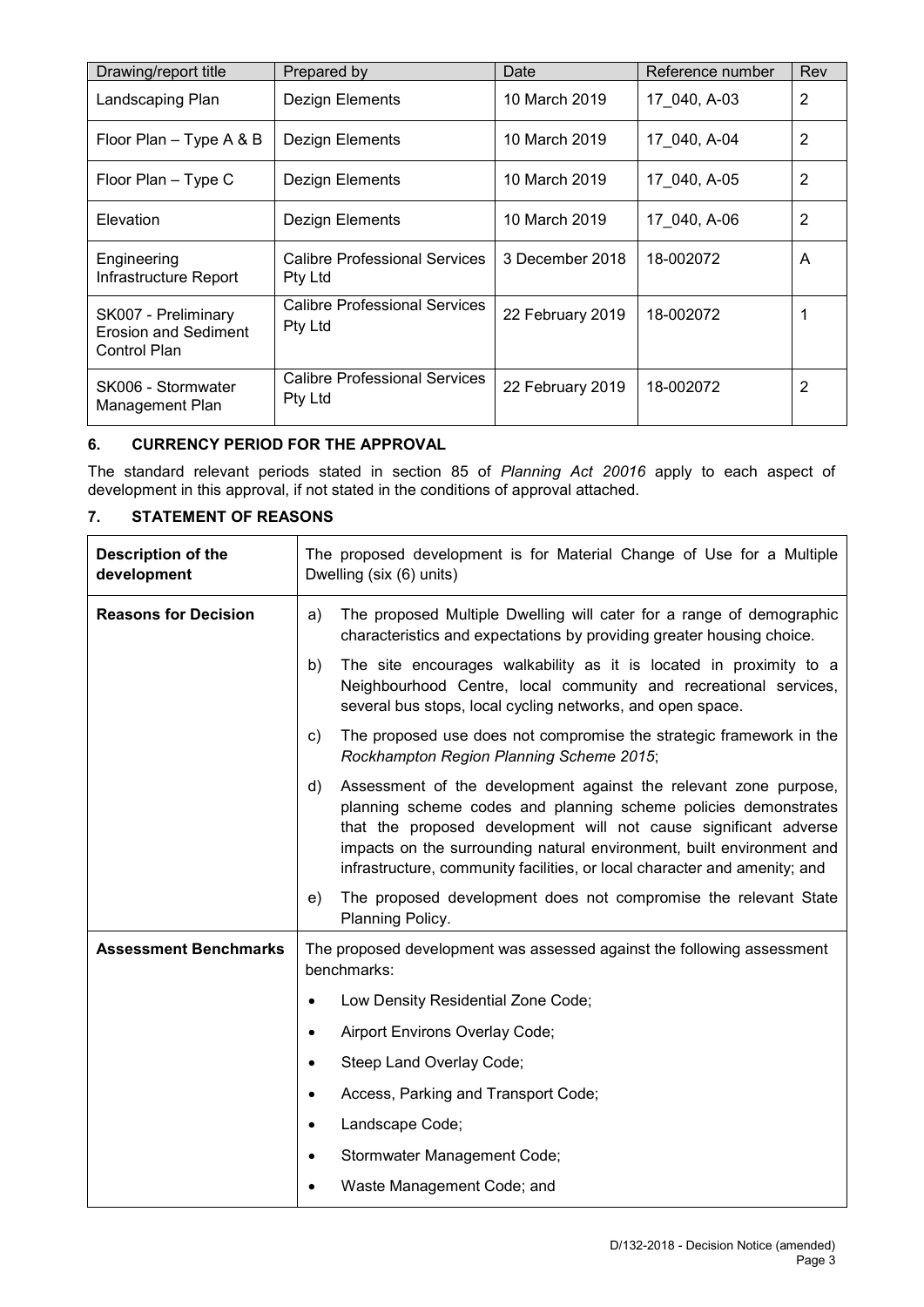| Drawing/report title | Prepared by | Date | Reference number | Rev |
|---|---|---|---|---|
| Landscaping Plan | Dezign Elements | 10 March 2019 | 17_040, A-03 | 2 |
| Floor Plan – Type A & B | Dezign Elements | 10 March 2019 | 17_040, A-04 | 2 |
| Floor Plan – Type C | Dezign Elements | 10 March 2019 | 17_040, A-05 | 2 |
| Elevation | Dezign Elements | 10 March 2019 | 17_040, A-06 | 2 |
| Engineering Infrastructure Report | Calibre Professional Services Pty Ltd | 3 December 2018 | 18-002072 | A |
| SK007 - Preliminary Erosion and Sediment Control Plan | Calibre Professional Services Pty Ltd | 22 February 2019 | 18-002072 | 1 |
| SK006 - Stormwater Management Plan | Calibre Professional Services Pty Ltd | 22 February 2019 | 18-002072 | 2 |

## 6. CURRENCY PERIOD FOR THE APPROVAL

The standard relevant periods stated in section 85 of *Planning Act 20016* apply to each aspect of development in this approval, if not stated in the conditions of approval attached.

## 7. STATEMENT OF REASONS

| **Description of the development** | The proposed development is for Material Change of Use for a Multiple Dwelling (six (6) units) |
|---|---|
| **Reasons for Decision** | a) The proposed Multiple Dwelling will cater for a range of demographic characteristics and expectations by providing greater housing choice.<br>b) The site encourages walkability as it is located in proximity to a Neighbourhood Centre, local community and recreational services, several bus stops, local cycling networks, and open space.<br>c) The proposed use does not compromise the strategic framework in the *Rockhampton Region Planning Scheme 2015*;<br>d) Assessment of the development against the relevant zone purpose, planning scheme codes and planning scheme policies demonstrates that the proposed development will not cause significant adverse impacts on the surrounding natural environment, built environment and infrastructure, community facilities, or local character and amenity; and<br>e) The proposed development does not compromise the relevant State Planning Policy. |
| **Assessment Benchmarks** | The proposed development was assessed against the following assessment benchmarks:<br>• Low Density Residential Zone Code;<br>• Airport Environs Overlay Code;<br>• Steep Land Overlay Code;<br>• Access, Parking and Transport Code;<br>• Landscape Code;<br>• Stormwater Management Code;<br>• Waste Management Code; and |

D/132-2018 - Decision Notice (amended)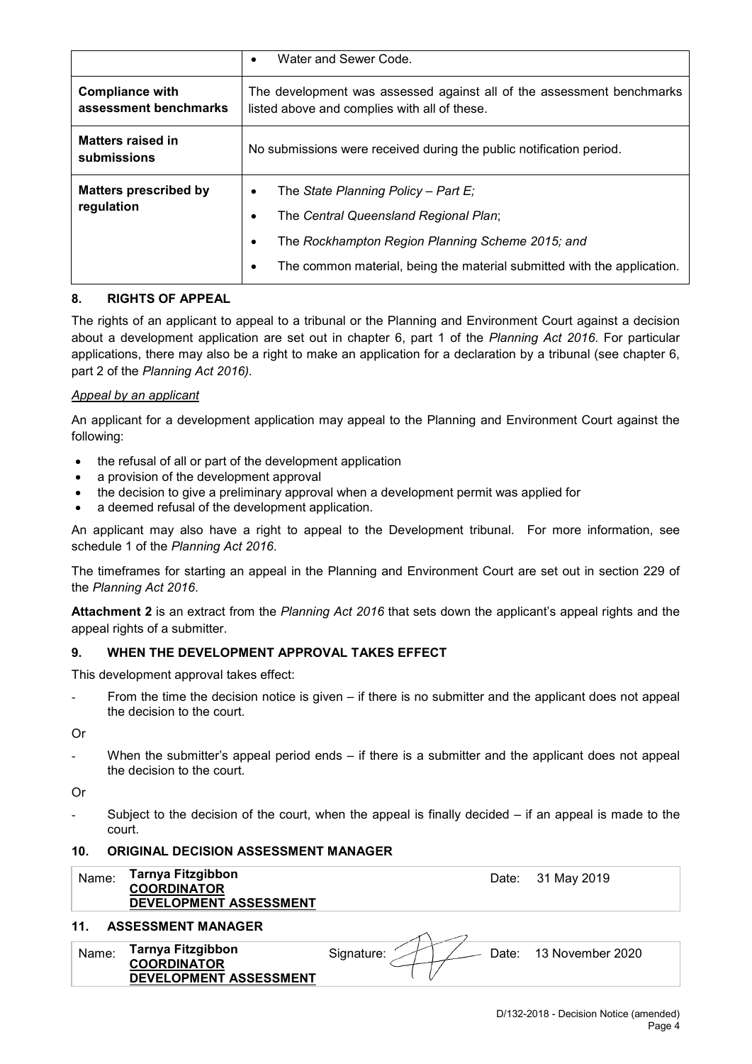| | |
|---|---|
| | • Water and Sewer Code. |
| **Compliance with assessment benchmarks** | The development was assessed against all of the assessment benchmarks listed above and complies with all of these. |
| **Matters raised in submissions** | No submissions were received during the public notification period. |
| **Matters prescribed by regulation** | • The *State Planning Policy – Part E;*<br>• The *Central Queensland Regional Plan*;<br>• The *Rockhampton Region Planning Scheme 2015; and*<br>• The common material, being the material submitted with the application. |

## 8. RIGHTS OF APPEAL

The rights of an applicant to appeal to a tribunal or the Planning and Environment Court against a decision about a development application are set out in chapter 6, part 1 of the *Planning Act 2016*. For particular applications, there may also be a right to make an application for a declaration by a tribunal (see chapter 6, part 2 of the *Planning Act 2016).*

*Appeal by an applicant*

An applicant for a development application may appeal to the Planning and Environment Court against the following:

- the refusal of all or part of the development application
- a provision of the development approval
- the decision to give a preliminary approval when a development permit was applied for
- a deemed refusal of the development application.

An applicant may also have a right to appeal to the Development tribunal. For more information, see schedule 1 of the *Planning Act 2016*.

The timeframes for starting an appeal in the Planning and Environment Court are set out in section 229 of the *Planning Act 2016*.

**Attachment 2** is an extract from the *Planning Act 2016* that sets down the applicant's appeal rights and the appeal rights of a submitter.

## 9. WHEN THE DEVELOPMENT APPROVAL TAKES EFFECT

This development approval takes effect:

- From the time the decision notice is given – if there is no submitter and the applicant does not appeal the decision to the court.

Or

- When the submitter's appeal period ends – if there is a submitter and the applicant does not appeal the decision to the court.

Or

- Subject to the decision of the court, when the appeal is finally decided – if an appeal is made to the court.

## 10. ORIGINAL DECISION ASSESSMENT MANAGER

| Name: | **Tarnya Fitzgibbon**<br>**COORDINATOR**<br>**DEVELOPMENT ASSESSMENT** | Date: | 31 May 2019 |
|---|---|---|---|

## 11. ASSESSMENT MANAGER

| Name: | **Tarnya Fitzgibbon**<br>**COORDINATOR**<br>**DEVELOPMENT ASSESSMENT** | Signature: | | Date: | 13 November 2020 |
|---|---|---|---|---|---|

D/132-2018 - Decision Notice (amended)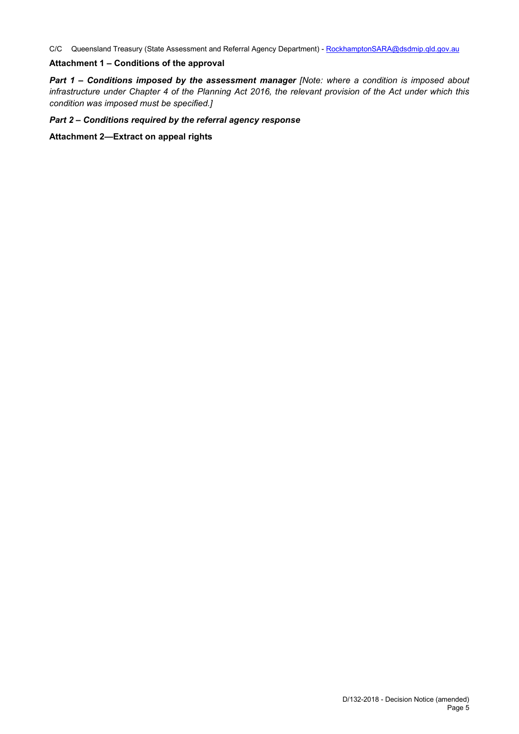C/C Queensland Treasury (State Assessment and Referral Agency Department) - RockhamptonSARA@dsdmip.qld.gov.au

**Attachment 1 – Conditions of the approval**

***Part 1 – Conditions imposed by the assessment manager*** *[Note: where a condition is imposed about infrastructure under Chapter 4 of the Planning Act 2016, the relevant provision of the Act under which this condition was imposed must be specified.]*

***Part 2 – Conditions required by the referral agency response***

**Attachment 2—Extract on appeal rights**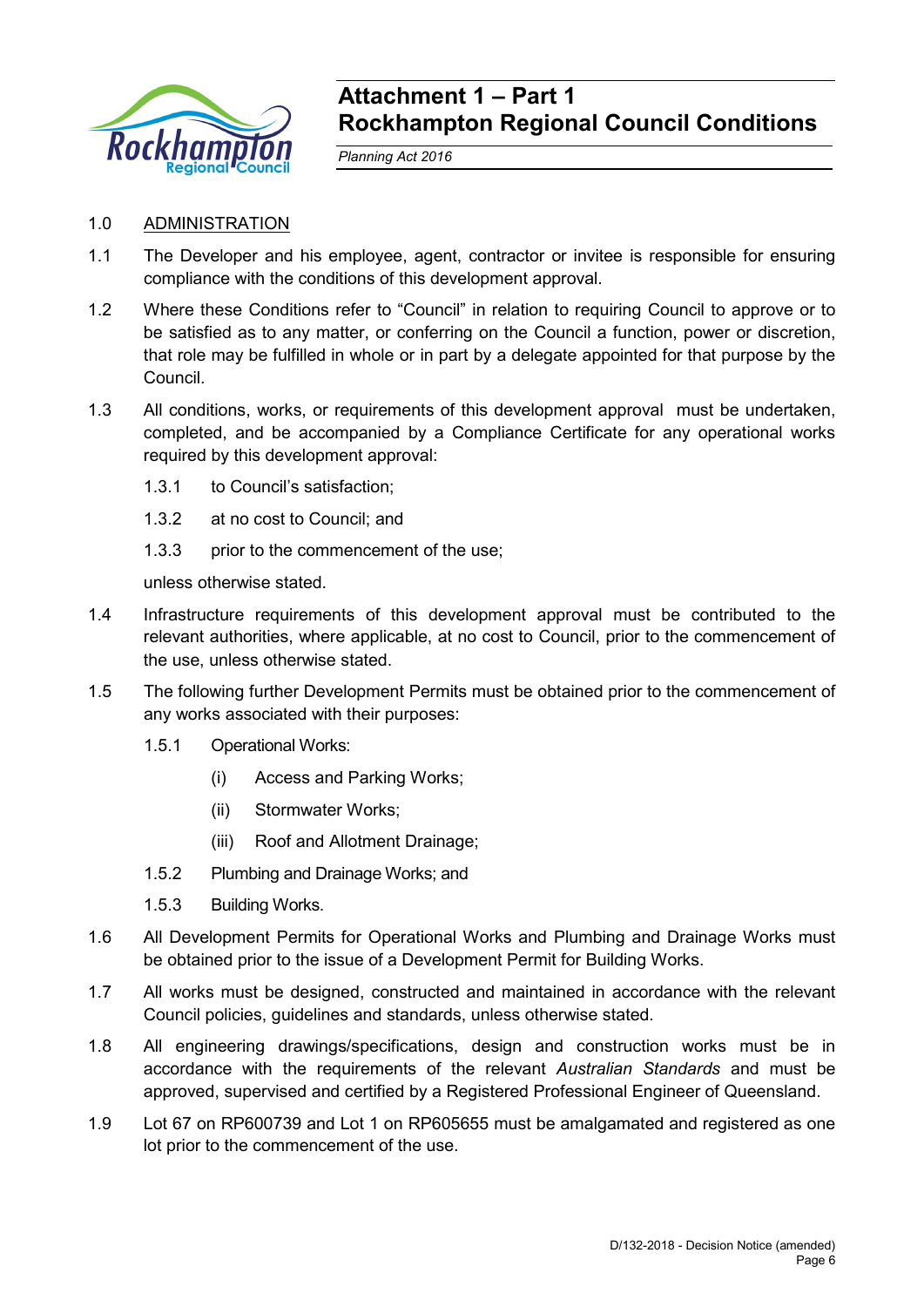# Attachment 1 – Part 1
# Rockhampton Regional Council Conditions

*Planning Act 2016*

1.0 ADMINISTRATION

1.1 The Developer and his employee, agent, contractor or invitee is responsible for ensuring compliance with the conditions of this development approval.

1.2 Where these Conditions refer to "Council" in relation to requiring Council to approve or to be satisfied as to any matter, or conferring on the Council a function, power or discretion, that role may be fulfilled in whole or in part by a delegate appointed for that purpose by the Council.

1.3 All conditions, works, or requirements of this development approval must be undertaken, completed, and be accompanied by a Compliance Certificate for any operational works required by this development approval:

1.3.1 to Council's satisfaction;

1.3.2 at no cost to Council; and

1.3.3 prior to the commencement of the use;

unless otherwise stated.

1.4 Infrastructure requirements of this development approval must be contributed to the relevant authorities, where applicable, at no cost to Council, prior to the commencement of the use, unless otherwise stated.

1.5 The following further Development Permits must be obtained prior to the commencement of any works associated with their purposes:

1.5.1 Operational Works:

(i) Access and Parking Works;

(ii) Stormwater Works;

(iii) Roof and Allotment Drainage;

1.5.2 Plumbing and Drainage Works; and

1.5.3 Building Works.

1.6 All Development Permits for Operational Works and Plumbing and Drainage Works must be obtained prior to the issue of a Development Permit for Building Works.

1.7 All works must be designed, constructed and maintained in accordance with the relevant Council policies, guidelines and standards, unless otherwise stated.

1.8 All engineering drawings/specifications, design and construction works must be in accordance with the requirements of the relevant *Australian Standards* and must be approved, supervised and certified by a Registered Professional Engineer of Queensland.

1.9 Lot 67 on RP600739 and Lot 1 on RP605655 must be amalgamated and registered as one lot prior to the commencement of the use.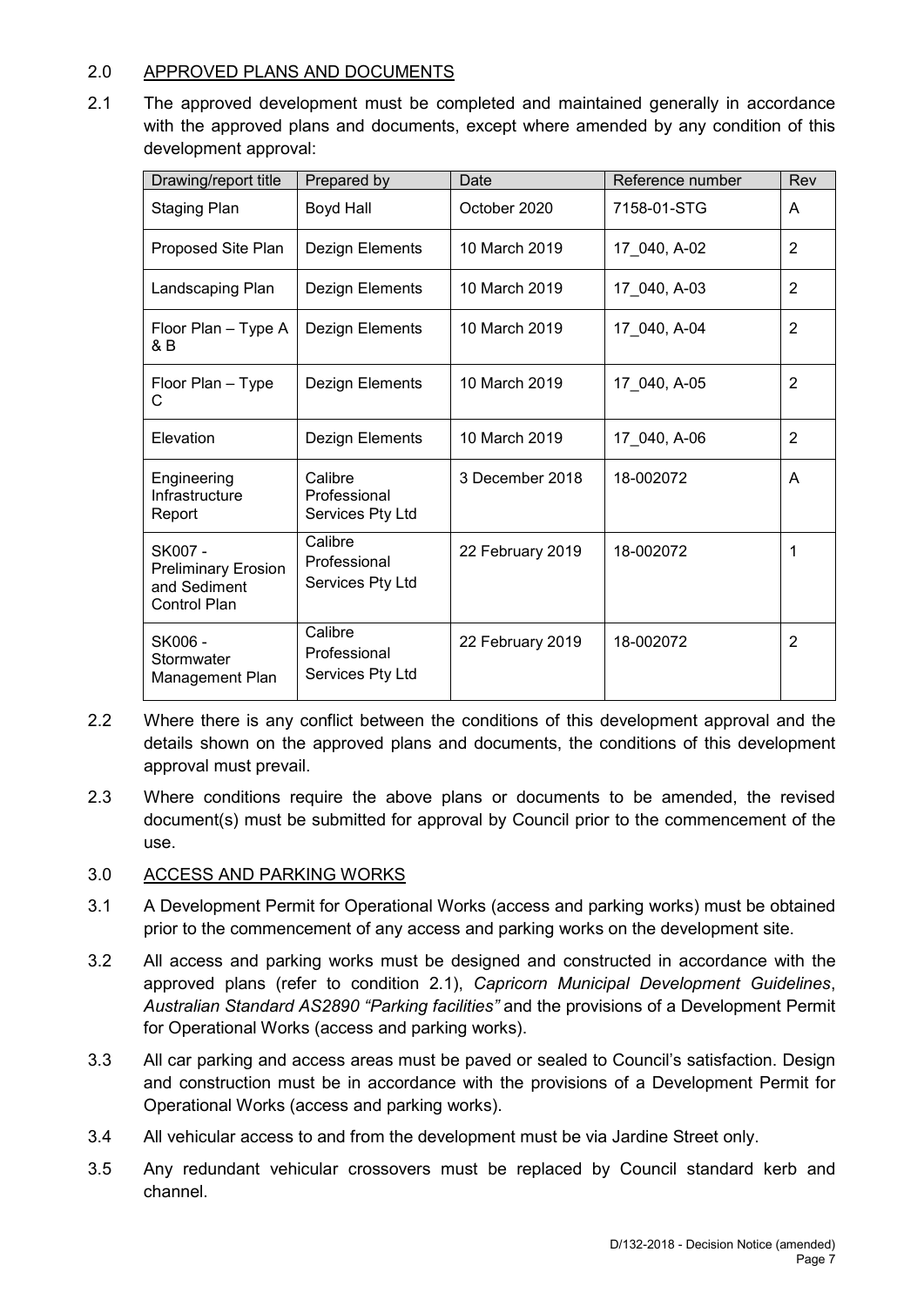## 2.0 APPROVED PLANS AND DOCUMENTS

2.1 The approved development must be completed and maintained generally in accordance with the approved plans and documents, except where amended by any condition of this development approval:

| Drawing/report title | Prepared by | Date | Reference number | Rev |
|---|---|---|---|---|
| Staging Plan | Boyd Hall | October 2020 | 7158-01-STG | A |
| Proposed Site Plan | Dezign Elements | 10 March 2019 | 17_040, A-02 | 2 |
| Landscaping Plan | Dezign Elements | 10 March 2019 | 17_040, A-03 | 2 |
| Floor Plan – Type A & B | Dezign Elements | 10 March 2019 | 17_040, A-04 | 2 |
| Floor Plan – Type C | Dezign Elements | 10 March 2019 | 17_040, A-05 | 2 |
| Elevation | Dezign Elements | 10 March 2019 | 17_040, A-06 | 2 |
| Engineering Infrastructure Report | Calibre Professional Services Pty Ltd | 3 December 2018 | 18-002072 | A |
| SK007 - Preliminary Erosion and Sediment Control Plan | Calibre Professional Services Pty Ltd | 22 February 2019 | 18-002072 | 1 |
| SK006 - Stormwater Management Plan | Calibre Professional Services Pty Ltd | 22 February 2019 | 18-002072 | 2 |

2.2 Where there is any conflict between the conditions of this development approval and the details shown on the approved plans and documents, the conditions of this development approval must prevail.

2.3 Where conditions require the above plans or documents to be amended, the revised document(s) must be submitted for approval by Council prior to the commencement of the use.

## 3.0 ACCESS AND PARKING WORKS

3.1 A Development Permit for Operational Works (access and parking works) must be obtained prior to the commencement of any access and parking works on the development site.

3.2 All access and parking works must be designed and constructed in accordance with the approved plans (refer to condition 2.1), *Capricorn Municipal Development Guidelines*, *Australian Standard AS2890 "Parking facilities"* and the provisions of a Development Permit for Operational Works (access and parking works).

3.3 All car parking and access areas must be paved or sealed to Council's satisfaction. Design and construction must be in accordance with the provisions of a Development Permit for Operational Works (access and parking works).

3.4 All vehicular access to and from the development must be via Jardine Street only.

3.5 Any redundant vehicular crossovers must be replaced by Council standard kerb and channel.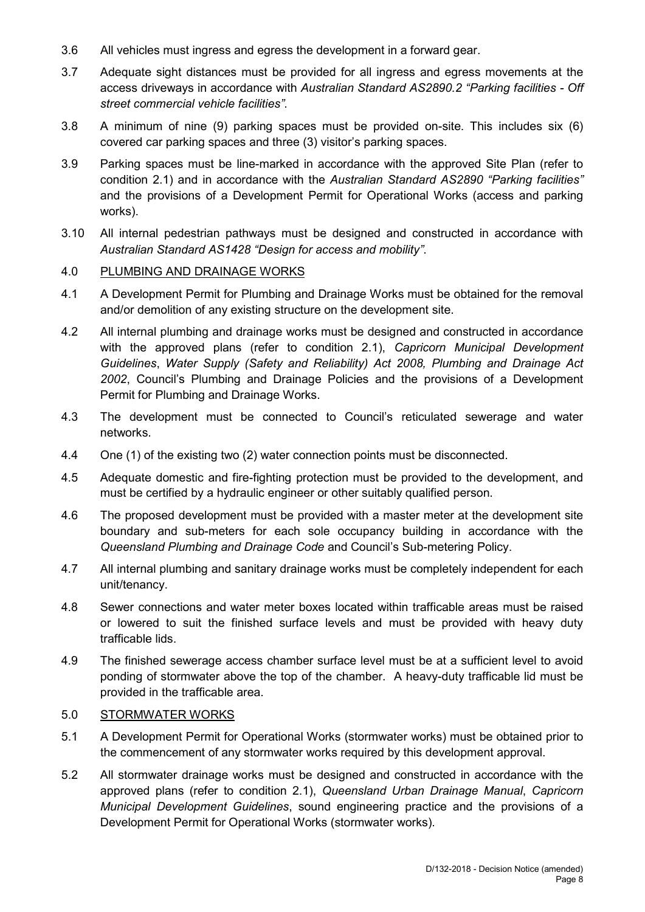3.6 All vehicles must ingress and egress the development in a forward gear.

3.7 Adequate sight distances must be provided for all ingress and egress movements at the access driveways in accordance with *Australian Standard AS2890.2 "Parking facilities - Off street commercial vehicle facilities"*.

3.8 A minimum of nine (9) parking spaces must be provided on-site. This includes six (6) covered car parking spaces and three (3) visitor's parking spaces.

3.9 Parking spaces must be line-marked in accordance with the approved Site Plan (refer to condition 2.1) and in accordance with the *Australian Standard AS2890 "Parking facilities"* and the provisions of a Development Permit for Operational Works (access and parking works).

3.10 All internal pedestrian pathways must be designed and constructed in accordance with *Australian Standard AS1428 "Design for access and mobility"*.

4.0 <u>PLUMBING AND DRAINAGE WORKS</u>

4.1 A Development Permit for Plumbing and Drainage Works must be obtained for the removal and/or demolition of any existing structure on the development site.

4.2 All internal plumbing and drainage works must be designed and constructed in accordance with the approved plans (refer to condition 2.1), *Capricorn Municipal Development Guidelines*, *Water Supply (Safety and Reliability) Act 2008, Plumbing and Drainage Act 2002*, Council's Plumbing and Drainage Policies and the provisions of a Development Permit for Plumbing and Drainage Works.

4.3 The development must be connected to Council's reticulated sewerage and water networks.

4.4 One (1) of the existing two (2) water connection points must be disconnected.

4.5 Adequate domestic and fire-fighting protection must be provided to the development, and must be certified by a hydraulic engineer or other suitably qualified person.

4.6 The proposed development must be provided with a master meter at the development site boundary and sub-meters for each sole occupancy building in accordance with the *Queensland Plumbing and Drainage Code* and Council's Sub-metering Policy.

4.7 All internal plumbing and sanitary drainage works must be completely independent for each unit/tenancy.

4.8 Sewer connections and water meter boxes located within trafficable areas must be raised or lowered to suit the finished surface levels and must be provided with heavy duty trafficable lids.

4.9 The finished sewerage access chamber surface level must be at a sufficient level to avoid ponding of stormwater above the top of the chamber. A heavy-duty trafficable lid must be provided in the trafficable area.

5.0 <u>STORMWATER WORKS</u>

5.1 A Development Permit for Operational Works (stormwater works) must be obtained prior to the commencement of any stormwater works required by this development approval.

5.2 All stormwater drainage works must be designed and constructed in accordance with the approved plans (refer to condition 2.1), *Queensland Urban Drainage Manual*, *Capricorn Municipal Development Guidelines*, sound engineering practice and the provisions of a Development Permit for Operational Works (stormwater works).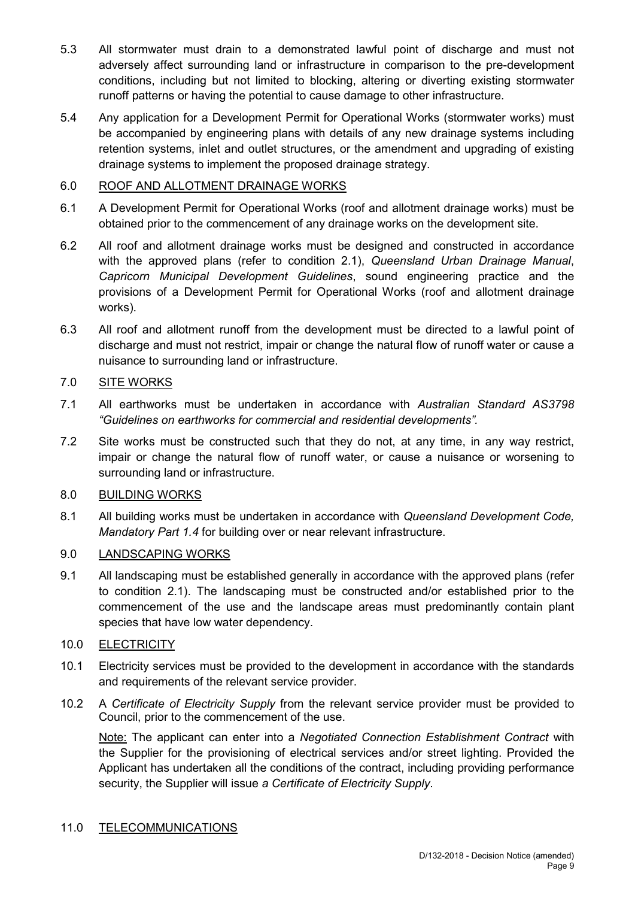5.3 All stormwater must drain to a demonstrated lawful point of discharge and must not adversely affect surrounding land or infrastructure in comparison to the pre-development conditions, including but not limited to blocking, altering or diverting existing stormwater runoff patterns or having the potential to cause damage to other infrastructure.

5.4 Any application for a Development Permit for Operational Works (stormwater works) must be accompanied by engineering plans with details of any new drainage systems including retention systems, inlet and outlet structures, or the amendment and upgrading of existing drainage systems to implement the proposed drainage strategy.

6.0 <u>ROOF AND ALLOTMENT DRAINAGE WORKS</u>

6.1 A Development Permit for Operational Works (roof and allotment drainage works) must be obtained prior to the commencement of any drainage works on the development site.

6.2 All roof and allotment drainage works must be designed and constructed in accordance with the approved plans (refer to condition 2.1), *Queensland Urban Drainage Manual*, *Capricorn Municipal Development Guidelines*, sound engineering practice and the provisions of a Development Permit for Operational Works (roof and allotment drainage works).

6.3 All roof and allotment runoff from the development must be directed to a lawful point of discharge and must not restrict, impair or change the natural flow of runoff water or cause a nuisance to surrounding land or infrastructure.

7.0 <u>SITE WORKS</u>

7.1 All earthworks must be undertaken in accordance with *Australian Standard AS3798 "Guidelines on earthworks for commercial and residential developments".*

7.2 Site works must be constructed such that they do not, at any time, in any way restrict, impair or change the natural flow of runoff water, or cause a nuisance or worsening to surrounding land or infrastructure.

8.0 <u>BUILDING WORKS</u>

8.1 All building works must be undertaken in accordance with *Queensland Development Code, Mandatory Part 1.4* for building over or near relevant infrastructure.

9.0 <u>LANDSCAPING WORKS</u>

9.1 All landscaping must be established generally in accordance with the approved plans (refer to condition 2.1). The landscaping must be constructed and/or established prior to the commencement of the use and the landscape areas must predominantly contain plant species that have low water dependency.

10.0 <u>ELECTRICITY</u>

10.1 Electricity services must be provided to the development in accordance with the standards and requirements of the relevant service provider.

10.2 A *Certificate of Electricity Supply* from the relevant service provider must be provided to Council, prior to the commencement of the use.

<u>Note:</u> The applicant can enter into a *Negotiated Connection Establishment Contract* with the Supplier for the provisioning of electrical services and/or street lighting. Provided the Applicant has undertaken all the conditions of the contract, including providing performance security, the Supplier will issue *a Certificate of Electricity Supply*.

11.0 <u>TELECOMMUNICATIONS</u>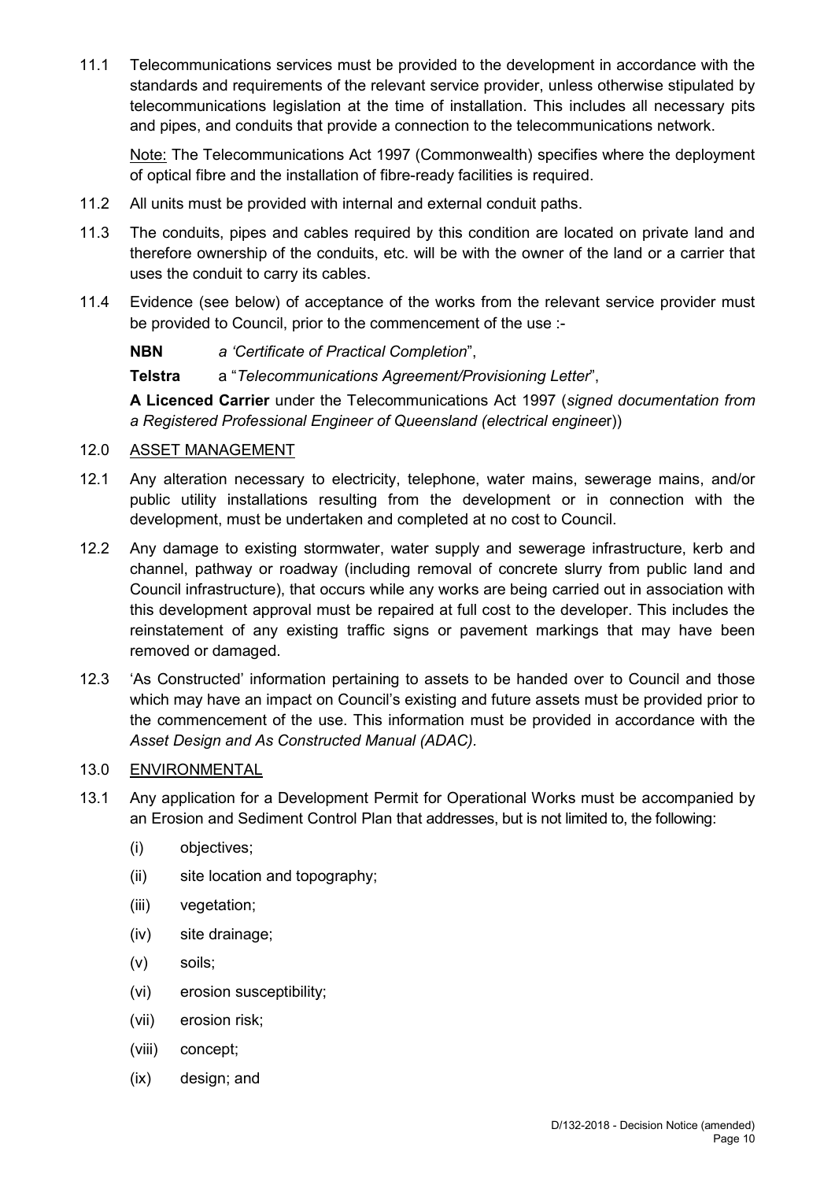11.1 Telecommunications services must be provided to the development in accordance with the standards and requirements of the relevant service provider, unless otherwise stipulated by telecommunications legislation at the time of installation. This includes all necessary pits and pipes, and conduits that provide a connection to the telecommunications network.

Note: The Telecommunications Act 1997 (Commonwealth) specifies where the deployment of optical fibre and the installation of fibre-ready facilities is required.

11.2 All units must be provided with internal and external conduit paths.

11.3 The conduits, pipes and cables required by this condition are located on private land and therefore ownership of the conduits, etc. will be with the owner of the land or a carrier that uses the conduit to carry its cables.

11.4 Evidence (see below) of acceptance of the works from the relevant service provider must be provided to Council, prior to the commencement of the use :-

**NBN** *a 'Certificate of Practical Completion*",

**Telstra** a "*Telecommunications Agreement/Provisioning Letter*",

**A Licenced Carrier** under the Telecommunications Act 1997 (*signed documentation from a Registered Professional Engineer of Queensland (electrical enginee*r))

12.0 ASSET MANAGEMENT

12.1 Any alteration necessary to electricity, telephone, water mains, sewerage mains, and/or public utility installations resulting from the development or in connection with the development, must be undertaken and completed at no cost to Council.

12.2 Any damage to existing stormwater, water supply and sewerage infrastructure, kerb and channel, pathway or roadway (including removal of concrete slurry from public land and Council infrastructure), that occurs while any works are being carried out in association with this development approval must be repaired at full cost to the developer. This includes the reinstatement of any existing traffic signs or pavement markings that may have been removed or damaged.

12.3 'As Constructed' information pertaining to assets to be handed over to Council and those which may have an impact on Council's existing and future assets must be provided prior to the commencement of the use. This information must be provided in accordance with the *Asset Design and As Constructed Manual (ADAC)*.

13.0 ENVIRONMENTAL

13.1 Any application for a Development Permit for Operational Works must be accompanied by an Erosion and Sediment Control Plan that addresses, but is not limited to, the following:

(i) objectives;

(ii) site location and topography;

(iii) vegetation;

(iv) site drainage;

(v) soils;

(vi) erosion susceptibility;

(vii) erosion risk;

(viii) concept;

(ix) design; and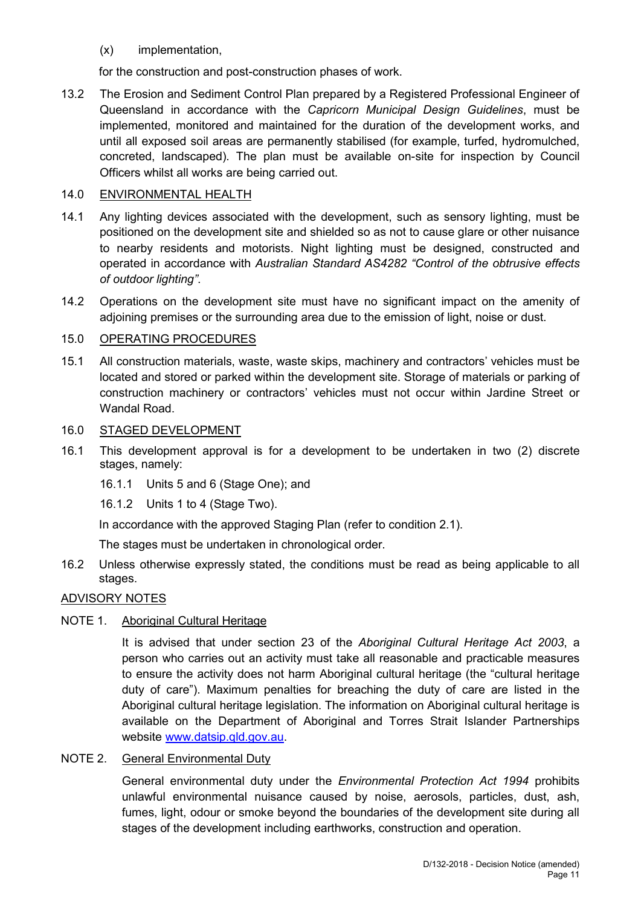(x) implementation,

for the construction and post-construction phases of work.

13.2 The Erosion and Sediment Control Plan prepared by a Registered Professional Engineer of Queensland in accordance with the *Capricorn Municipal Design Guidelines*, must be implemented, monitored and maintained for the duration of the development works, and until all exposed soil areas are permanently stabilised (for example, turfed, hydromulched, concreted, landscaped). The plan must be available on-site for inspection by Council Officers whilst all works are being carried out.

14.0 <u>ENVIRONMENTAL HEALTH</u>

14.1 Any lighting devices associated with the development, such as sensory lighting, must be positioned on the development site and shielded so as not to cause glare or other nuisance to nearby residents and motorists. Night lighting must be designed, constructed and operated in accordance with *Australian Standard AS4282 "Control of the obtrusive effects of outdoor lighting"*.

14.2 Operations on the development site must have no significant impact on the amenity of adjoining premises or the surrounding area due to the emission of light, noise or dust.

15.0 <u>OPERATING PROCEDURES</u>

15.1 All construction materials, waste, waste skips, machinery and contractors' vehicles must be located and stored or parked within the development site. Storage of materials or parking of construction machinery or contractors' vehicles must not occur within Jardine Street or Wandal Road.

16.0 <u>STAGED DEVELOPMENT</u>

16.1 This development approval is for a development to be undertaken in two (2) discrete stages, namely:

16.1.1 Units 5 and 6 (Stage One); and

16.1.2 Units 1 to 4 (Stage Two).

In accordance with the approved Staging Plan (refer to condition 2.1).

The stages must be undertaken in chronological order.

16.2 Unless otherwise expressly stated, the conditions must be read as being applicable to all stages.

<u>ADVISORY NOTES</u>

NOTE 1. <u>Aboriginal Cultural Heritage</u>

It is advised that under section 23 of the *Aboriginal Cultural Heritage Act 2003*, a person who carries out an activity must take all reasonable and practicable measures to ensure the activity does not harm Aboriginal cultural heritage (the "cultural heritage duty of care"). Maximum penalties for breaching the duty of care are listed in the Aboriginal cultural heritage legislation. The information on Aboriginal cultural heritage is available on the Department of Aboriginal and Torres Strait Islander Partnerships website [www.datsip.qld.gov.au](http://www.datsip.qld.gov.au).

NOTE 2. <u>General Environmental Duty</u>

General environmental duty under the *Environmental Protection Act 1994* prohibits unlawful environmental nuisance caused by noise, aerosols, particles, dust, ash, fumes, light, odour or smoke beyond the boundaries of the development site during all stages of the development including earthworks, construction and operation.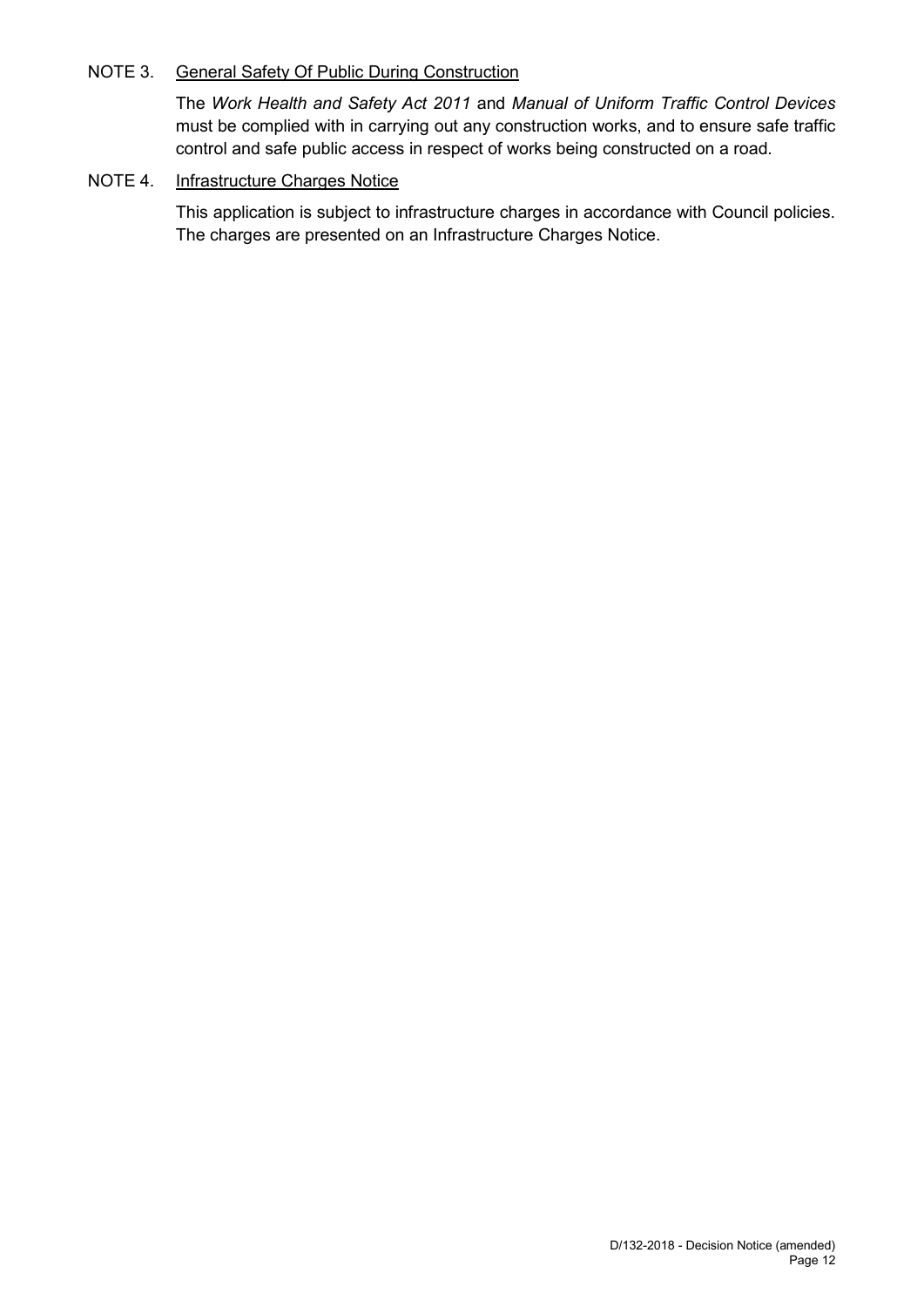NOTE 3. General Safety Of Public During Construction

The *Work Health and Safety Act 2011* and *Manual of Uniform Traffic Control Devices* must be complied with in carrying out any construction works, and to ensure safe traffic control and safe public access in respect of works being constructed on a road.

NOTE 4. Infrastructure Charges Notice

This application is subject to infrastructure charges in accordance with Council policies. The charges are presented on an Infrastructure Charges Notice.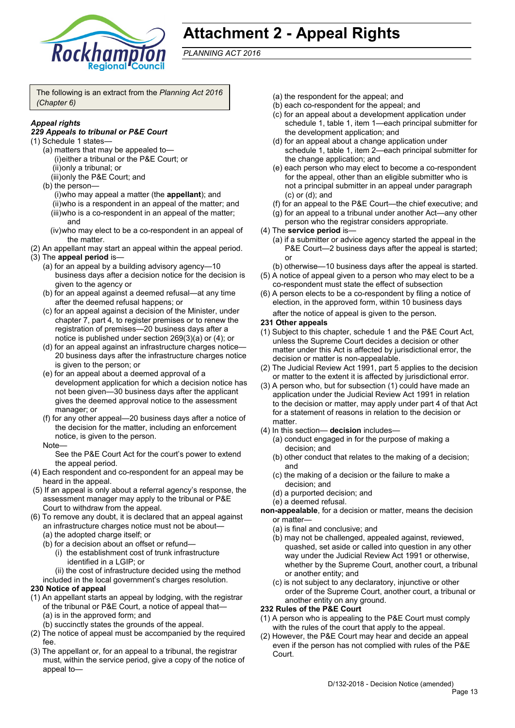# Attachment 2 - Appeal Rights

*PLANNING ACT 2016*

The following is an extract from the *Planning Act 2016 (Chapter 6)*

***Appeal rights***

***229 Appeals to tribunal or P&E Court***

(1) Schedule 1 states—

(a) matters that may be appealed to—

(i) either a tribunal or the P&E Court; or

(ii) only a tribunal; or

(iii) only the P&E Court; and

(b) the person—

(i) who may appeal a matter (the **appellant**); and

(ii) who is a respondent in an appeal of the matter; and

(iii) who is a co-respondent in an appeal of the matter; and

(iv) who may elect to be a co-respondent in an appeal of the matter.

(2) An appellant may start an appeal within the appeal period.

(3) The **appeal period** is—

(a) for an appeal by a building advisory agency—10 business days after a decision notice for the decision is given to the agency or

(b) for an appeal against a deemed refusal—at any time after the deemed refusal happens; or

(c) for an appeal against a decision of the Minister, under chapter 7, part 4, to register premises or to renew the registration of premises—20 business days after a notice is published under section 269(3)(a) or (4); or

(d) for an appeal against an infrastructure charges notice—20 business days after the infrastructure charges notice is given to the person; or

(e) for an appeal about a deemed approval of a development application for which a decision notice has not been given—30 business days after the applicant gives the deemed approval notice to the assessment manager; or

(f) for any other appeal—20 business days after a notice of the decision for the matter, including an enforcement notice, is given to the person.

Note—

See the P&E Court Act for the court's power to extend the appeal period.

(4) Each respondent and co-respondent for an appeal may be heard in the appeal.

(5) If an appeal is only about a referral agency's response, the assessment manager may apply to the tribunal or P&E Court to withdraw from the appeal.

(6) To remove any doubt, it is declared that an appeal against an infrastructure charges notice must not be about—

(a) the adopted charge itself; or

(b) for a decision about an offset or refund—

(i) the establishment cost of trunk infrastructure identified in a LGIP; or

(ii) the cost of infrastructure decided using the method included in the local government's charges resolution.

**230 Notice of appeal**

(1) An appellant starts an appeal by lodging, with the registrar of the tribunal or P&E Court, a notice of appeal that—

(a) is in the approved form; and

(b) succinctly states the grounds of the appeal.

(2) The notice of appeal must be accompanied by the required fee.

(3) The appellant or, for an appeal to a tribunal, the registrar must, within the service period, give a copy of the notice of appeal to—

(a) the respondent for the appeal; and

(b) each co-respondent for the appeal; and

(c) for an appeal about a development application under schedule 1, table 1, item 1—each principal submitter for the development application; and

(d) for an appeal about a change application under schedule 1, table 1, item 2—each principal submitter for the change application; and

(e) each person who may elect to become a co-respondent for the appeal, other than an eligible submitter who is not a principal submitter in an appeal under paragraph (c) or (d); and

(f) for an appeal to the P&E Court—the chief executive; and

(g) for an appeal to a tribunal under another Act—any other person who the registrar considers appropriate.

(4) The **service period** is—

(a) if a submitter or advice agency started the appeal in the P&E Court—2 business days after the appeal is started; or

(b) otherwise—10 business days after the appeal is started.

(5) A notice of appeal given to a person who may elect to be a co-respondent must state the effect of subsection

(6) A person elects to be a co-respondent by filing a notice of election, in the approved form, within 10 business days after the notice of appeal is given to the person.

**231 Other appeals**

(1) Subject to this chapter, schedule 1 and the P&E Court Act, unless the Supreme Court decides a decision or other matter under this Act is affected by jurisdictional error, the decision or matter is non-appealable.

(2) The Judicial Review Act 1991, part 5 applies to the decision or matter to the extent it is affected by jurisdictional error.

(3) A person who, but for subsection (1) could have made an application under the Judicial Review Act 1991 in relation to the decision or matter, may apply under part 4 of that Act for a statement of reasons in relation to the decision or matter.

(4) In this section— **decision** includes—

(a) conduct engaged in for the purpose of making a decision; and

(b) other conduct that relates to the making of a decision; and

(c) the making of a decision or the failure to make a decision; and

(d) a purported decision; and

(e) a deemed refusal.

**non-appealable**, for a decision or matter, means the decision or matter—

(a) is final and conclusive; and

(b) may not be challenged, appealed against, reviewed, quashed, set aside or called into question in any other way under the Judicial Review Act 1991 or otherwise, whether by the Supreme Court, another court, a tribunal or another entity; and

(c) is not subject to any declaratory, injunctive or other order of the Supreme Court, another court, a tribunal or another entity on any ground.

**232 Rules of the P&E Court**

(1) A person who is appealing to the P&E Court must comply with the rules of the court that apply to the appeal.

(2) However, the P&E Court may hear and decide an appeal even if the person has not complied with rules of the P&E Court.

D/132-2018 - Decision Notice (amended)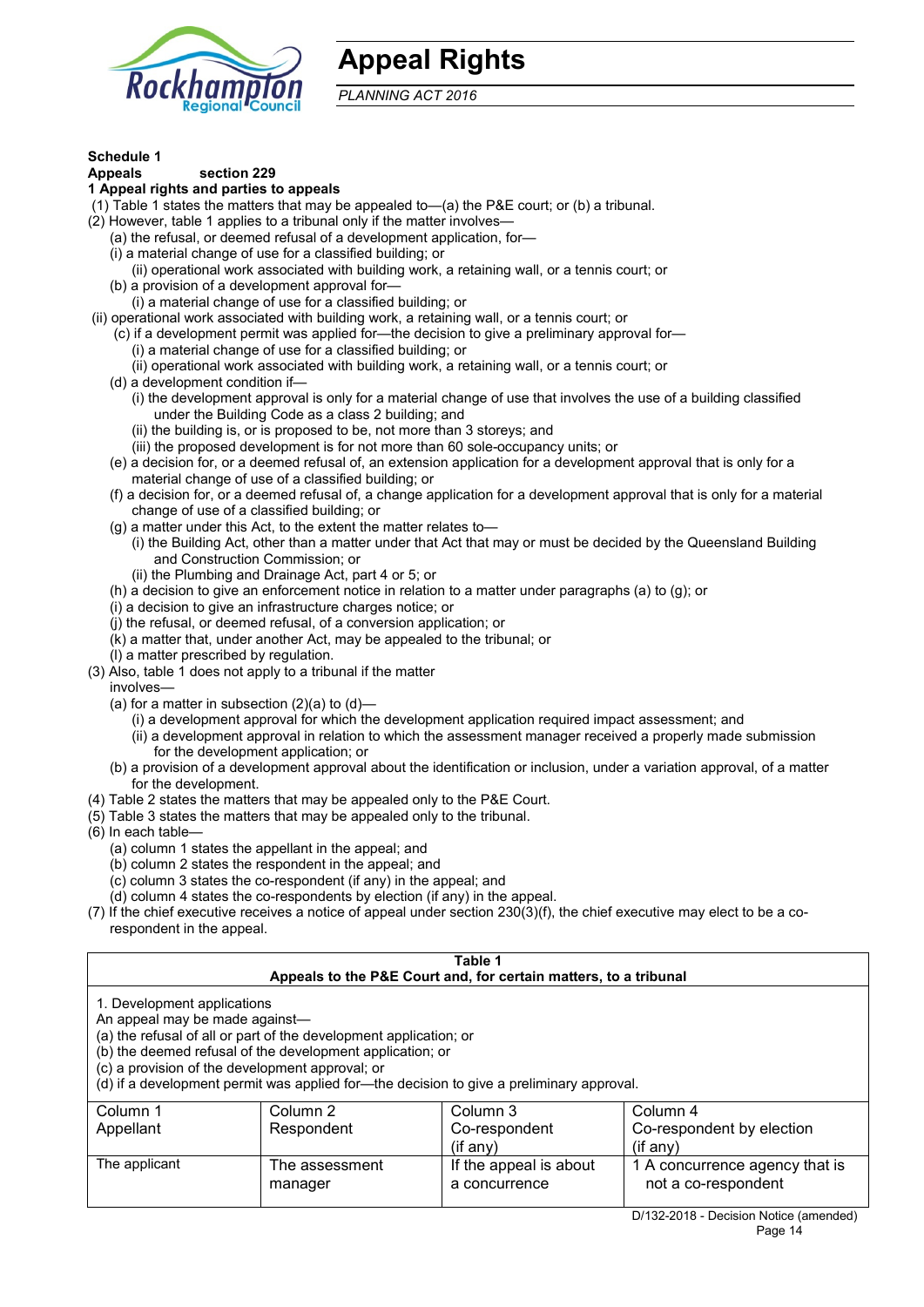# Appeal Rights

*PLANNING ACT 2016*

**Schedule 1**
**Appeals section 229**
**1 Appeal rights and parties to appeals**

(1) Table 1 states the matters that may be appealed to—(a) the P&E court; or (b) a tribunal.

(2) However, table 1 applies to a tribunal only if the matter involves—

(a) the refusal, or deemed refusal of a development application, for—

(i) a material change of use for a classified building; or

(ii) operational work associated with building work, a retaining wall, or a tennis court; or

(b) a provision of a development approval for—

(i) a material change of use for a classified building; or

(ii) operational work associated with building work, a retaining wall, or a tennis court; or

(c) if a development permit was applied for—the decision to give a preliminary approval for—

(i) a material change of use for a classified building; or

(ii) operational work associated with building work, a retaining wall, or a tennis court; or

(d) a development condition if—

(i) the development approval is only for a material change of use that involves the use of a building classified under the Building Code as a class 2 building; and

(ii) the building is, or is proposed to be, not more than 3 storeys; and

(iii) the proposed development is for not more than 60 sole-occupancy units; or

(e) a decision for, or a deemed refusal of, an extension application for a development approval that is only for a material change of use of a classified building; or

(f) a decision for, or a deemed refusal of, a change application for a development approval that is only for a material change of use of a classified building; or

(g) a matter under this Act, to the extent the matter relates to—

(i) the Building Act, other than a matter under that Act that may or must be decided by the Queensland Building and Construction Commission; or

(ii) the Plumbing and Drainage Act, part 4 or 5; or

(h) a decision to give an enforcement notice in relation to a matter under paragraphs (a) to (g); or

(i) a decision to give an infrastructure charges notice; or

(j) the refusal, or deemed refusal, of a conversion application; or

(k) a matter that, under another Act, may be appealed to the tribunal; or

(l) a matter prescribed by regulation.

(3) Also, table 1 does not apply to a tribunal if the matter involves—

(a) for a matter in subsection (2)(a) to (d)—

(i) a development approval for which the development application required impact assessment; and

(ii) a development approval in relation to which the assessment manager received a properly made submission for the development application; or

(b) a provision of a development approval about the identification or inclusion, under a variation approval, of a matter for the development.

(4) Table 2 states the matters that may be appealed only to the P&E Court.

(5) Table 3 states the matters that may be appealed only to the tribunal.

(6) In each table—

(a) column 1 states the appellant in the appeal; and

(b) column 2 states the respondent in the appeal; and

(c) column 3 states the co-respondent (if any) in the appeal; and

(d) column 4 states the co-respondents by election (if any) in the appeal.

(7) If the chief executive receives a notice of appeal under section 230(3)(f), the chief executive may elect to be a co-respondent in the appeal.

**Table 1**
**Appeals to the P&E Court and, for certain matters, to a tribunal**

1. Development applications
An appeal may be made against—
(a) the refusal of all or part of the development application; or
(b) the deemed refusal of the development application; or
(c) a provision of the development approval; or
(d) if a development permit was applied for—the decision to give a preliminary approval.

| Column 1<br>Appellant | Column 2<br>Respondent | Column 3<br>Co-respondent<br>(if any) | Column 4<br>Co-respondent by election<br>(if any) |
|---|---|---|---|
| The applicant | The assessment manager | If the appeal is about a concurrence | 1 A concurrence agency that is not a co-respondent |

D/132-2018 - Decision Notice (amended)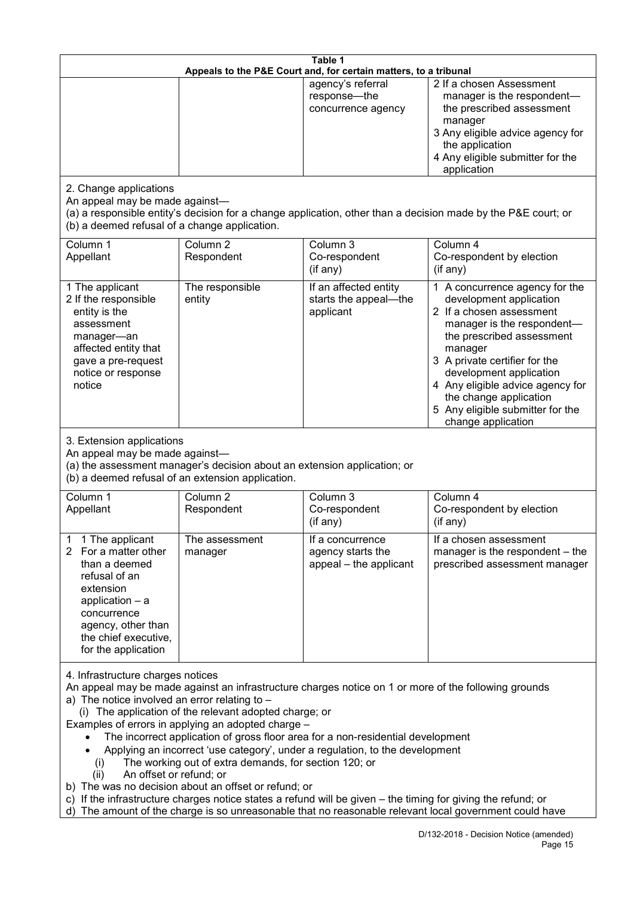**Table 1**
**Appeals to the P&E Court and, for certain matters, to a tribunal**

| | | | |
|---|---|---|---|
| | | agency's referral response—the concurrence agency | 2 If a chosen Assessment manager is the respondent—the prescribed assessment manager<br>3 Any eligible advice agency for the application<br>4 Any eligible submitter for the application |

2. Change applications

An appeal may be made against—

(a) a responsible entity's decision for a change application, other than a decision made by the P&E court; or

(b) a deemed refusal of a change application.

| Column 1<br>Appellant | Column 2<br>Respondent | Column 3<br>Co-respondent<br>(if any) | Column 4<br>Co-respondent by election<br>(if any) |
|---|---|---|---|
| 1 The applicant<br>2 If the responsible entity is the assessment manager—an affected entity that gave a pre-request notice or response notice | The responsible entity | If an affected entity starts the appeal—the applicant | 1 A concurrence agency for the development application<br>2 If a chosen assessment manager is the respondent—the prescribed assessment manager<br>3 A private certifier for the development application<br>4 Any eligible advice agency for the change application<br>5 Any eligible submitter for the change application |

3. Extension applications

An appeal may be made against—

(a) the assessment manager's decision about an extension application; or

(b) a deemed refusal of an extension application.

| Column 1<br>Appellant | Column 2<br>Respondent | Column 3<br>Co-respondent<br>(if any) | Column 4<br>Co-respondent by election<br>(if any) |
|---|---|---|---|
| 1 1 The applicant<br>2 For a matter other than a deemed refusal of an extension application – a concurrence agency, other than the chief executive, for the application | The assessment manager | If a concurrence agency starts the appeal – the applicant | If a chosen assessment manager is the respondent – the prescribed assessment manager |

4. Infrastructure charges notices

An appeal may be made against an infrastructure charges notice on 1 or more of the following grounds

a) The notice involved an error relating to –

(i) The application of the relevant adopted charge; or

Examples of errors in applying an adopted charge –

- The incorrect application of gross floor area for a non-residential development
- Applying an incorrect 'use category', under a regulation, to the development
  - (i) The working out of extra demands, for section 120; or
  - (ii) An offset or refund; or

b) The was no decision about an offset or refund; or

c) If the infrastructure charges notice states a refund will be given – the timing for giving the refund; or

d) The amount of the charge is so unreasonable that no reasonable relevant local government could have

D/132-2018 - Decision Notice (amended)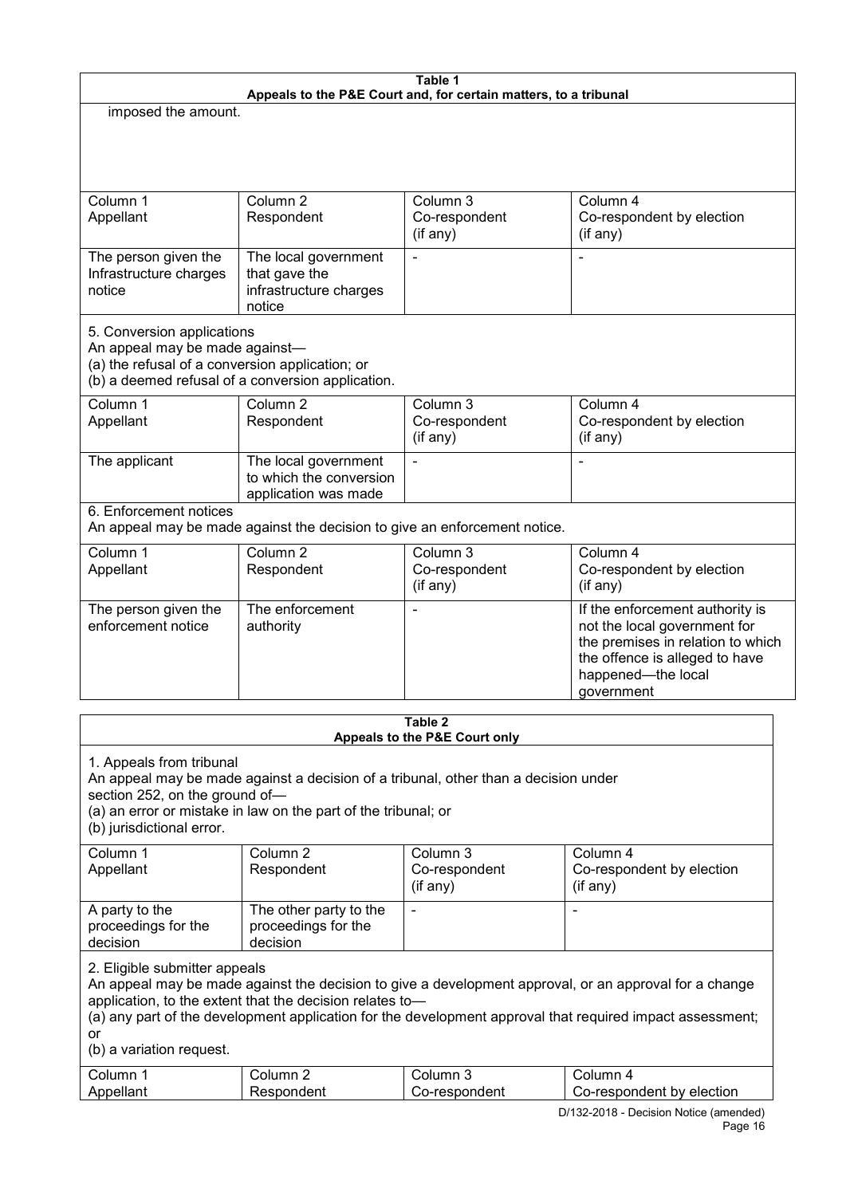**Table 1**
**Appeals to the P&E Court and, for certain matters, to a tribunal**

imposed the amount.

| Column 1 Appellant | Column 2 Respondent | Column 3 Co-respondent (if any) | Column 4 Co-respondent by election (if any) |
|---|---|---|---|
| The person given the Infrastructure charges notice | The local government that gave the infrastructure charges notice | - | - |

5. Conversion applications
An appeal may be made against—
(a) the refusal of a conversion application; or
(b) a deemed refusal of a conversion application.

| Column 1 Appellant | Column 2 Respondent | Column 3 Co-respondent (if any) | Column 4 Co-respondent by election (if any) |
|---|---|---|---|
| The applicant | The local government to which the conversion application was made | - | - |

6. Enforcement notices
An appeal may be made against the decision to give an enforcement notice.

| Column 1 Appellant | Column 2 Respondent | Column 3 Co-respondent (if any) | Column 4 Co-respondent by election (if any) |
|---|---|---|---|
| The person given the enforcement notice | The enforcement authority | - | If the enforcement authority is not the local government for the premises in relation to which the offence is alleged to have happened—the local government |

**Table 2**
**Appeals to the P&E Court only**

1. Appeals from tribunal
An appeal may be made against a decision of a tribunal, other than a decision under section 252, on the ground of—
(a) an error or mistake in law on the part of the tribunal; or
(b) jurisdictional error.

| Column 1 Appellant | Column 2 Respondent | Column 3 Co-respondent (if any) | Column 4 Co-respondent by election (if any) |
|---|---|---|---|
| A party to the proceedings for the decision | The other party to the proceedings for the decision | - | - |

2. Eligible submitter appeals
An appeal may be made against the decision to give a development approval, or an approval for a change application, to the extent that the decision relates to—
(a) any part of the development application for the development approval that required impact assessment; or
(b) a variation request.

| Column 1 Appellant | Column 2 Respondent | Column 3 Co-respondent | Column 4 Co-respondent by election |
|---|---|---|---|

D/132-2018 - Decision Notice (amended)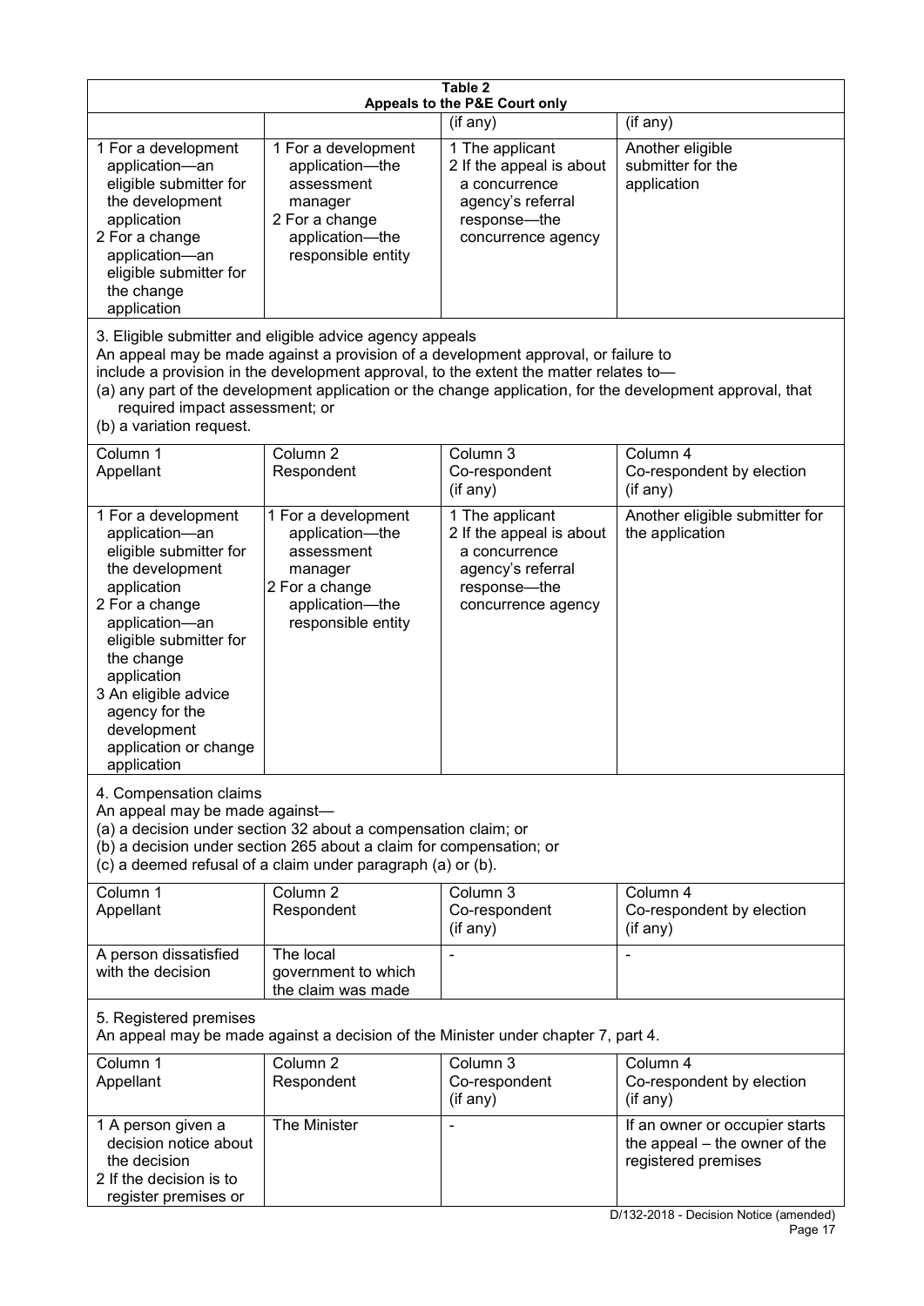**Table 2**
**Appeals to the P&E Court only**

| | | (if any) | (if any) |
|---|---|---|---|
| 1 For a development application—an eligible submitter for the development application<br>2 For a change application—an eligible submitter for the change application | 1 For a development application—the assessment manager<br>2 For a change application—the responsible entity | 1 The applicant<br>2 If the appeal is about a concurrence agency's referral response—the concurrence agency | Another eligible submitter for the application |

3. Eligible submitter and eligible advice agency appeals
An appeal may be made against a provision of a development approval, or failure to include a provision in the development approval, to the extent the matter relates to—
(a) any part of the development application or the change application, for the development approval, that required impact assessment; or
(b) a variation request.

| Column 1<br>Appellant | Column 2<br>Respondent | Column 3<br>Co-respondent<br>(if any) | Column 4<br>Co-respondent by election<br>(if any) |
|---|---|---|---|
| 1 For a development application—an eligible submitter for the development application<br>2 For a change application—an eligible submitter for the change application<br>3 An eligible advice agency for the development application or change application | 1 For a development application—the assessment manager<br>2 For a change application—the responsible entity | 1 The applicant<br>2 If the appeal is about a concurrence agency's referral response—the concurrence agency | Another eligible submitter for the application |

4. Compensation claims
An appeal may be made against—
(a) a decision under section 32 about a compensation claim; or
(b) a decision under section 265 about a claim for compensation; or
(c) a deemed refusal of a claim under paragraph (a) or (b).

| Column 1<br>Appellant | Column 2<br>Respondent | Column 3<br>Co-respondent<br>(if any) | Column 4<br>Co-respondent by election<br>(if any) |
|---|---|---|---|
| A person dissatisfied with the decision | The local government to which the claim was made | - | - |

5. Registered premises
An appeal may be made against a decision of the Minister under chapter 7, part 4.

| Column 1<br>Appellant | Column 2<br>Respondent | Column 3<br>Co-respondent<br>(if any) | Column 4<br>Co-respondent by election<br>(if any) |
|---|---|---|---|
| 1 A person given a decision notice about the decision<br>2 If the decision is to register premises or | The Minister | - | If an owner or occupier starts the appeal – the owner of the registered premises |

D/132-2018 - Decision Notice (amended)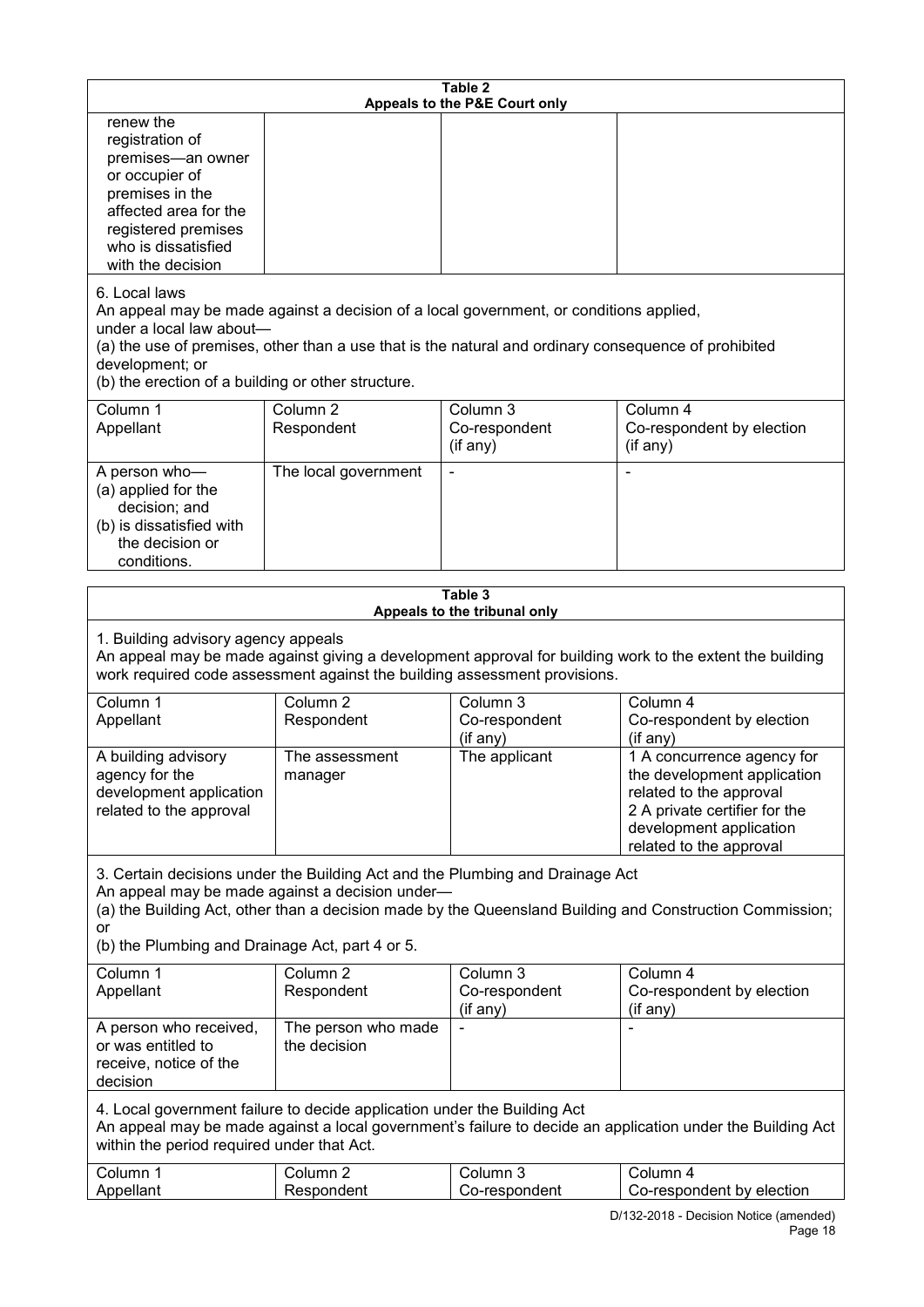**Table 2**
**Appeals to the P&E Court only**

| | | | |
|---|---|---|---|
| renew the registration of premises—an owner or occupier of premises in the affected area for the registered premises who is dissatisfied with the decision | | | |

6. Local laws
An appeal may be made against a decision of a local government, or conditions applied, under a local law about—
(a) the use of premises, other than a use that is the natural and ordinary consequence of prohibited development; or
(b) the erection of a building or other structure.

| Column 1 Appellant | Column 2 Respondent | Column 3 Co-respondent (if any) | Column 4 Co-respondent by election (if any) |
|---|---|---|---|
| A person who— (a) applied for the decision; and (b) is dissatisfied with the decision or conditions. | The local government | - | - |

**Table 3**
**Appeals to the tribunal only**

1. Building advisory agency appeals
An appeal may be made against giving a development approval for building work to the extent the building work required code assessment against the building assessment provisions.

| Column 1 Appellant | Column 2 Respondent | Column 3 Co-respondent (if any) | Column 4 Co-respondent by election (if any) |
|---|---|---|---|
| A building advisory agency for the development application related to the approval | The assessment manager | The applicant | 1 A concurrence agency for the development application related to the approval 2 A private certifier for the development application related to the approval |

3. Certain decisions under the Building Act and the Plumbing and Drainage Act
An appeal may be made against a decision under—
(a) the Building Act, other than a decision made by the Queensland Building and Construction Commission; or
(b) the Plumbing and Drainage Act, part 4 or 5.

| Column 1 Appellant | Column 2 Respondent | Column 3 Co-respondent (if any) | Column 4 Co-respondent by election (if any) |
|---|---|---|---|
| A person who received, or was entitled to receive, notice of the decision | The person who made the decision | - | - |

4. Local government failure to decide application under the Building Act
An appeal may be made against a local government's failure to decide an application under the Building Act within the period required under that Act.

| Column 1 Appellant | Column 2 Respondent | Column 3 Co-respondent | Column 4 Co-respondent by election |
|---|---|---|---|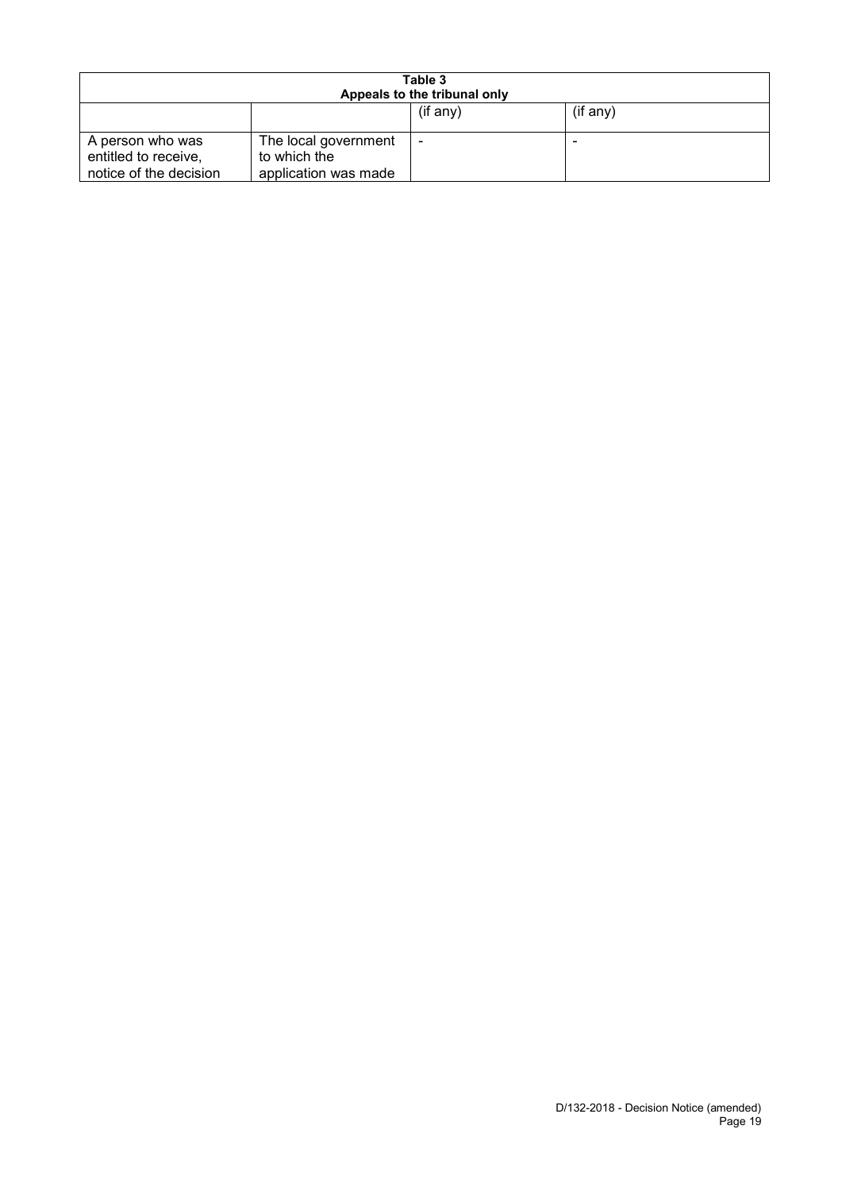| Table 3<br>Appeals to the tribunal only | | | |
|---|---|---|---|
| | | (if any) | (if any) |
| A person who was entitled to receive, notice of the decision | The local government to which the application was made | - | - |